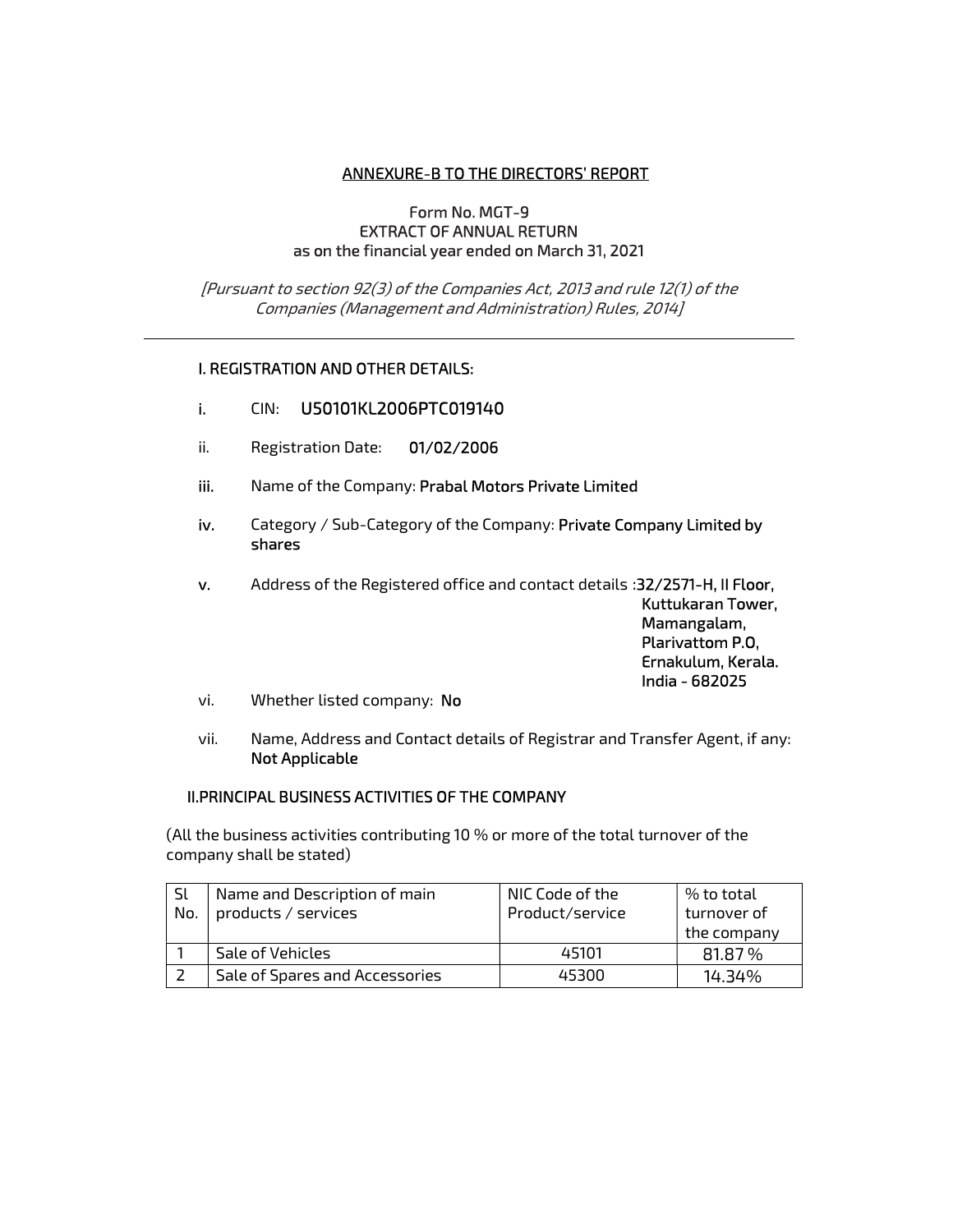## ANNEXURE-B TO THE DIRECTORS' REPORT

**Form No. MGT-9**
**EXTRACT OF ANNUAL RETURN**
**as on the financial year ended on March 31, 2021**

*[Pursuant to section 92(3) of the Companies Act, 2013 and rule 12(1) of the Companies (Management and Administration) Rules, 2014]*

---

### I. REGISTRATION AND OTHER DETAILS:

i. CIN: **U50101KL2006PTC019140**

ii. Registration Date: **01/02/2006**

iii. Name of the Company: **Prabal Motors Private Limited**

iv. Category / Sub-Category of the Company: **Private Company Limited by shares**

v. Address of the Registered office and contact details : **32/2571-H, II Floor, Kuttukaran Tower, Mamangalam, Plarivattom P.O, Ernakulum, Kerala. India - 682025**

vi. Whether listed company: **No**

vii. Name, Address and Contact details of Registrar and Transfer Agent, if any: **Not Applicable**

### II.PRINCIPAL BUSINESS ACTIVITIES OF THE COMPANY

(All the business activities contributing 10 % or more of the total turnover of the company shall be stated)

| Sl No. | Name and Description of main products / services | NIC Code of the Product/service | % to total turnover of the company |
|---|---|---|---|
| 1 | Sale of Vehicles | 45101 | 81.87 % |
| 2 | Sale of Spares and Accessories | 45300 | 14.34% |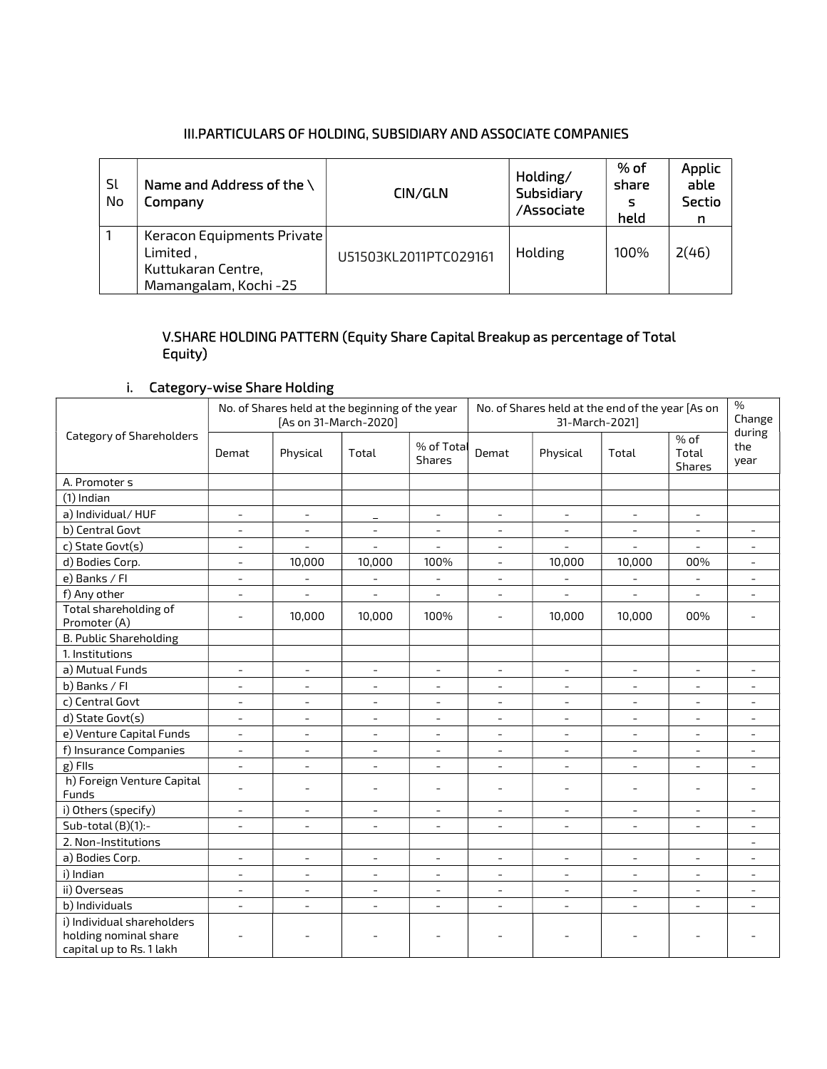## III.PARTICULARS OF HOLDING, SUBSIDIARY AND ASSOCIATE COMPANIES

| Sl No | Name and Address of the \ Company | CIN/GLN | Holding/ Subsidiary /Associate | % of shares held | Applicable Section |
|---|---|---|---|---|---|
| 1 | Keracon Equipments Private Limited , Kuttukaran Centre, Mamangalam, Kochi -25 | U51503KL2011PTC029161 | Holding | 100% | 2(46) |

## V.SHARE HOLDING PATTERN (Equity Share Capital Breakup as percentage of Total Equity)

### i. Category-wise Share Holding

| Category of Shareholders | No. of Shares held at the beginning of the year [As on 31-March-2020] | | | | No. of Shares held at the end of the year [As on 31-March-2021] | | | | % Change during the year |
|---|---|---|---|---|---|---|---|---|---|
| | Demat | Physical | Total | % of Total Shares | Demat | Physical | Total | % of Total Shares | |
| A. Promoter s | | | | | | | | | |
| (1) Indian | | | | | | | | | |
| a) Individual/ HUF | - | - | _ | - | - | - | - | - | |
| b) Central Govt | - | - | - | - | - | - | - | - | - |
| c) State Govt(s) | - | - | - | - | - | - | - | - | - |
| d) Bodies Corp. | - | 10,000 | 10,000 | 100% | - | 10,000 | 10,000 | 00% | - |
| e) Banks / FI | - | - | - | - | - | - | - | - | - |
| f) Any other | - | - | - | - | - | - | - | - | - |
| Total shareholding of Promoter (A) | - | 10,000 | 10,000 | 100% | - | 10,000 | 10,000 | 00% | - |
| B. Public Shareholding | | | | | | | | | |
| 1. Institutions | | | | | | | | | |
| a) Mutual Funds | - | - | - | - | - | - | - | - | - |
| b) Banks / FI | - | - | - | - | - | - | - | - | - |
| c) Central Govt | - | - | - | - | - | - | - | - | - |
| d) State Govt(s) | - | - | - | - | - | - | - | - | - |
| e) Venture Capital Funds | - | - | - | - | - | - | - | - | - |
| f) Insurance Companies | - | - | - | - | - | - | - | - | - |
| g) FIIs | - | - | - | - | - | - | - | - | - |
| h) Foreign Venture Capital Funds | - | - | - | - | - | - | - | - | - |
| i) Others (specify) | - | - | - | - | - | - | - | - | - |
| Sub-total (B)(1):- | - | - | - | - | - | - | - | - | - |
| 2. Non-Institutions | | | | | | | | | - |
| a) Bodies Corp. | - | - | - | - | - | - | - | - | - |
| i) Indian | - | - | - | - | - | - | - | - | - |
| ii) Overseas | - | - | - | - | - | - | - | - | - |
| b) Individuals | - | - | - | - | - | - | - | - | - |
| i) Individual shareholders holding nominal share capital up to Rs. 1 lakh | - | - | - | - | - | - | - | - | - |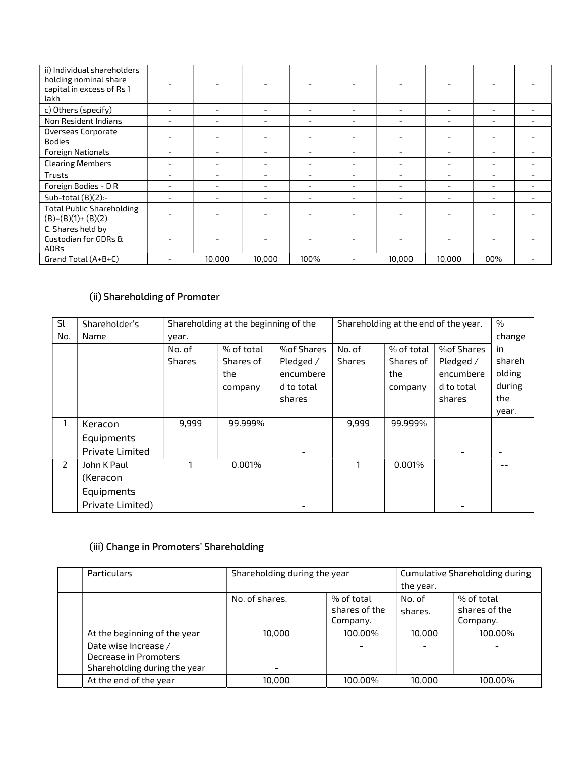| ii) Individual shareholders holding nominal share capital in excess of Rs 1 lakh | - | - | - | - | - | - | - | - | - |
|---|---|---|---|---|---|---|---|---|---|
| c) Others (specify) | - | - | - | - | - | - | - | - | - |
| Non Resident Indians | - | - | - | - | - | - | - | - | - |
| Overseas Corporate Bodies | - | - | - | - | - | - | - | - | - |
| Foreign Nationals | - | - | - | - | - | - | - | - | - |
| Clearing Members | - | - | - | - | - | - | - | - | - |
| Trusts | - | - | - | - | - | - | - | - | - |
| Foreign Bodies - D R | - | - | - | - | - | - | - | - | - |
| Sub-total (B)(2):- | - | - | - | - | - | - | - | - | - |
| Total Public Shareholding (B)=(B)(1)+ (B)(2) | - | - | - | - | - | - | - | - | - |
| C. Shares held by Custodian for GDRs & ADRs | - | - | - | - | - | - | - | - | - |
| Grand Total (A+B+C) | - | 10,000 | 10,000 | 100% | - | 10,000 | 10,000 | 00% | - |

### (ii) Shareholding of Promoter

| Sl No. | Shareholder's Name | Shareholding at the beginning of the year. | | | Shareholding at the end of the year. | | | % change in shareholding during the year. |
|---|---|---|---|---|---|---|---|---|
| | | No. of Shares | % of total Shares of the company | %of Shares Pledged / encumbered to total shares | No. of Shares | % of total Shares of the company | %of Shares Pledged / encumbered to total shares | |
| 1 | Keracon Equipments Private Limited | 9,999 | 99.999% | - | 9,999 | 99.999% | - | - |
| 2 | John K Paul (Keracon Equipments Private Limited) | 1 | 0.001% | - | 1 | 0.001% | - | -- |

### (iii) Change in Promoters' Shareholding

| | Particulars | Shareholding during the year | | Cumulative Shareholding during the year. | |
|---|---|---|---|---|---|
| | | No. of shares. | % of total shares of the Company. | No. of shares. | % of total shares of the Company. |
| | At the beginning of the year | 10,000 | 100.00% | 10,000 | 100.00% |
| | Date wise Increase / Decrease in Promoters Shareholding during the year | - | - | - | - |
| | At the end of the year | 10,000 | 100.00% | 10,000 | 100.00% |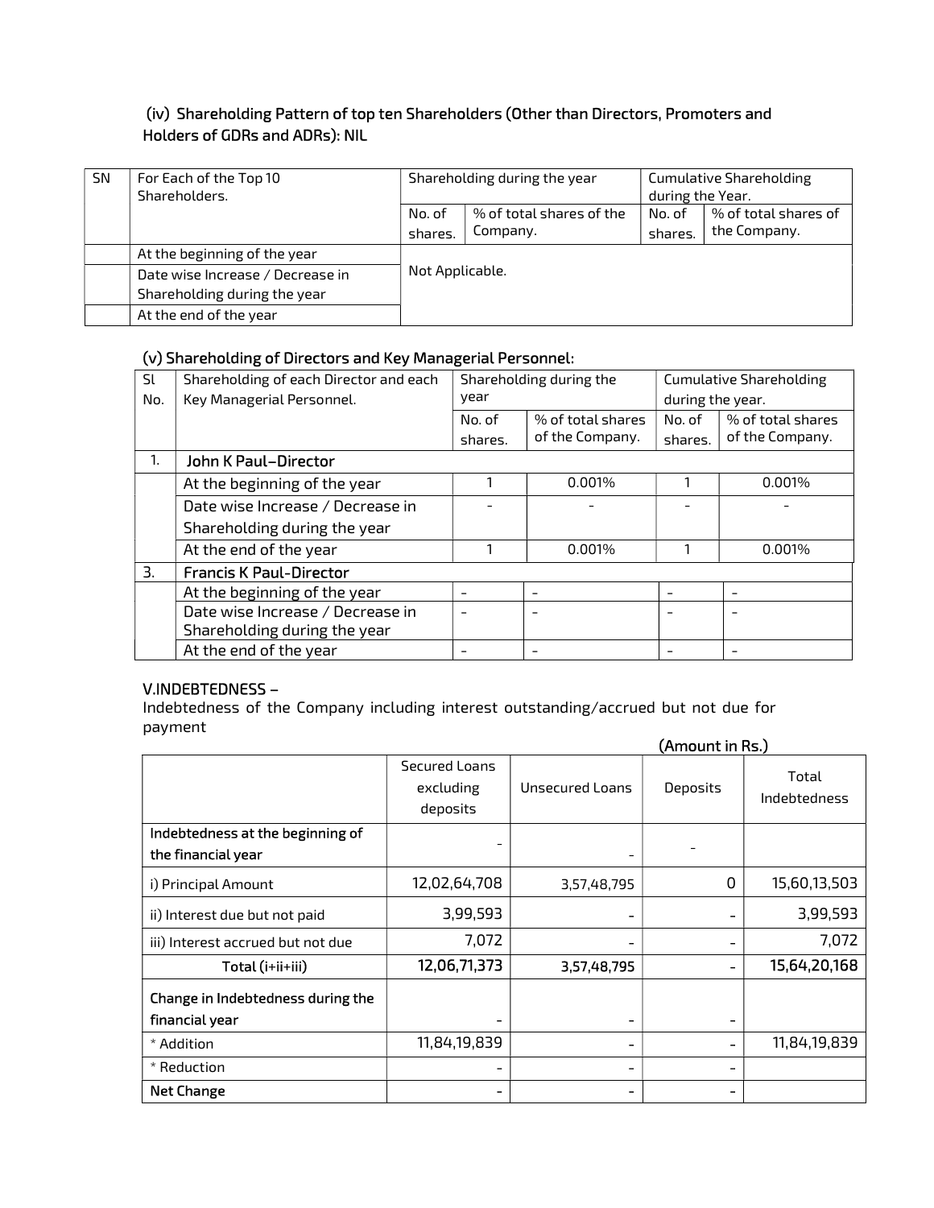### (iv) Shareholding Pattern of top ten Shareholders (Other than Directors, Promoters and Holders of GDRs and ADRs): NIL

| SN | For Each of the Top 10 Shareholders. | Shareholding during the year | | Cumulative Shareholding during the Year. | |
|---|---|---|---|---|---|
| | | No. of shares. | % of total shares of the Company. | No. of shares. | % of total shares of the Company. |
| | At the beginning of the year | Not Applicable. | | | |
| | Date wise Increase / Decrease in Shareholding during the year | | | | |
| | At the end of the year | | | | |

### (v) Shareholding of Directors and Key Managerial Personnel:

| Sl No. | Shareholding of each Director and each Key Managerial Personnel. | Shareholding during the year | | Cumulative Shareholding during the year. | |
|---|---|---|---|---|---|
| | | No. of shares. | % of total shares of the Company. | No. of shares. | % of total shares of the Company. |
| 1. | **John K Paul–Director** | | | | |
| | At the beginning of the year | 1 | 0.001% | 1 | 0.001% |
| | Date wise Increase / Decrease in Shareholding during the year | - | - | - | - |
| | At the end of the year | 1 | 0.001% | 1 | 0.001% |
| 3. | **Francis K Paul-Director** | | | | |
| | At the beginning of the year | - | - | - | - |
| | Date wise Increase / Decrease in Shareholding during the year | - | - | - | - |
| | At the end of the year | - | - | - | - |

### V.INDEBTEDNESS –

Indebtedness of the Company including interest outstanding/accrued but not due for payment

**(Amount in Rs.)**

| | Secured Loans excluding deposits | Unsecured Loans | Deposits | Total Indebtedness |
|---|---|---|---|---|
| **Indebtedness at the beginning of the financial year** | - | - | - | |
| i) Principal Amount | 12,02,64,708 | 3,57,48,795 | 0 | 15,60,13,503 |
| ii) Interest due but not paid | 3,99,593 | - | - | 3,99,593 |
| iii) Interest accrued but not due | 7,072 | - | - | 7,072 |
| **Total (i+ii+iii)** | **12,06,71,373** | 3,57,48,795 | - | **15,64,20,168** |
| **Change in Indebtedness during the financial year** | - | - | - | |
| * Addition | 11,84,19,839 | - | - | 11,84,19,839 |
| * Reduction | - | - | - | |
| **Net Change** | - | - | - | |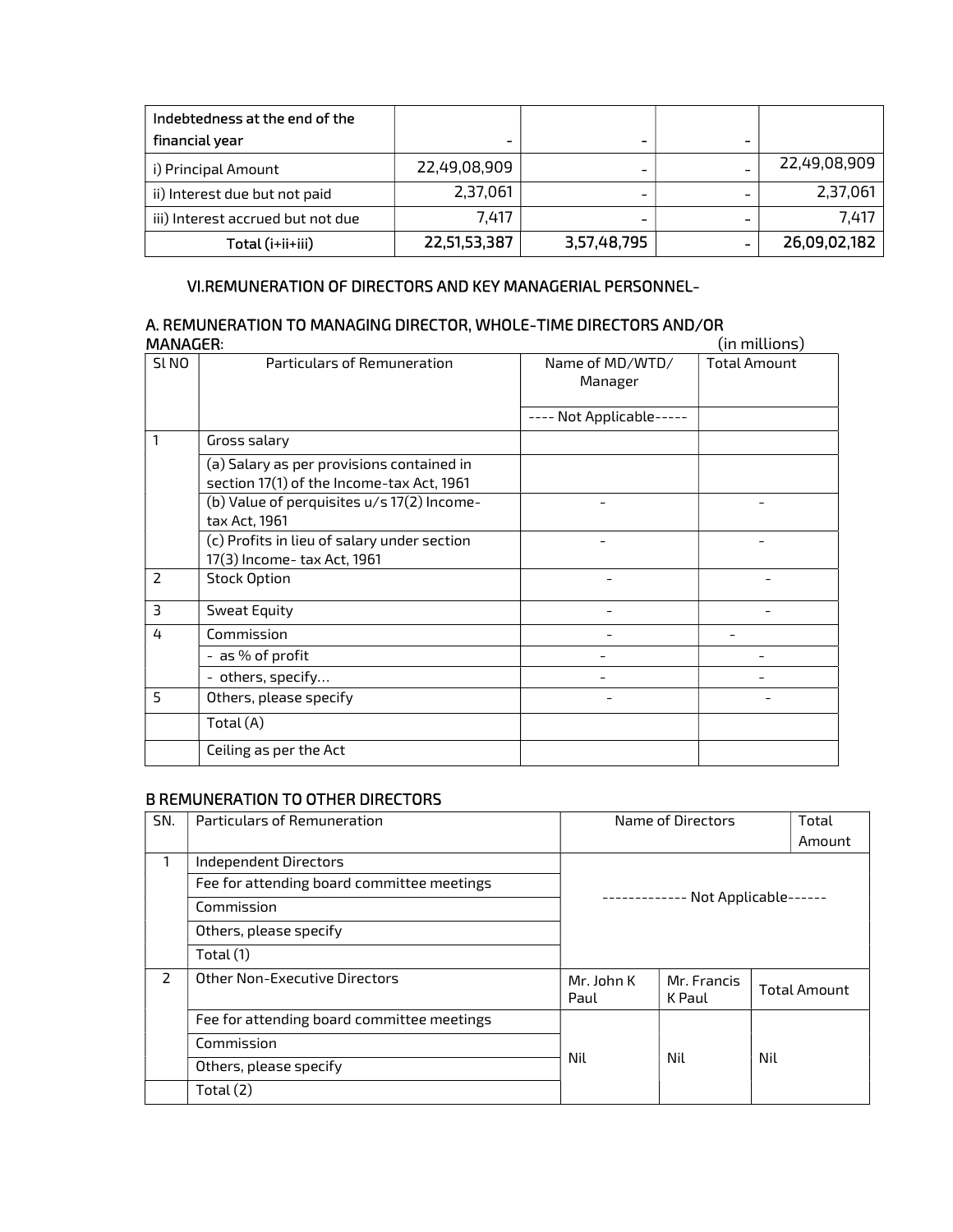| Indebtedness at the end of the financial year | - | - | - | |
|---|---|---|---|---|
| i) Principal Amount | 22,49,08,909 | - | - | 22,49,08,909 |
| ii) Interest due but not paid | 2,37,061 | - | - | 2,37,061 |
| iii) Interest accrued but not due | 7,417 | - | - | 7,417 |
| **Total (i+ii+iii)** | **22,51,53,387** | **3,57,48,795** | - | **26,09,02,182** |

## VI.REMUNERATION OF DIRECTORS AND KEY MANAGERIAL PERSONNEL-

### A. REMUNERATION TO MANAGING DIRECTOR, WHOLE-TIME DIRECTORS AND/OR MANAGER:

(in millions)

| Sl NO | Particulars of Remuneration | Name of MD/WTD/ Manager | Total Amount |
|---|---|---|---|
| | | ---- Not Applicable----- | |
| 1 | Gross salary | | |
| | (a) Salary as per provisions contained in section 17(1) of the Income-tax Act, 1961 | | |
| | (b) Value of perquisites u/s 17(2) Income-tax Act, 1961 | - | - |
| | (c) Profits in lieu of salary under section 17(3) Income- tax Act, 1961 | - | - |
| 2 | Stock Option | - | - |
| 3 | Sweat Equity | - | - |
| 4 | Commission | - | - |
| | - as % of profit | - | - |
| | - others, specify… | - | - |
| 5 | Others, please specify | - | - |
| | Total (A) | | |
| | Ceiling as per the Act | | |

### B REMUNERATION TO OTHER DIRECTORS

| SN. | Particulars of Remuneration | Name of Directors | | Total Amount |
|---|---|---|---|---|
| 1 | Independent Directors | ------------- Not Applicable------ | | |
| | Fee for attending board committee meetings | | | |
| | Commission | | | |
| | Others, please specify | | | |
| | Total (1) | | | |
| 2 | Other Non-Executive Directors | Mr. John K Paul | Mr. Francis K Paul | Total Amount |
| | Fee for attending board committee meetings | Nil | Nil | Nil |
| | Commission | | | |
| | Others, please specify | | | |
| | Total (2) | | | |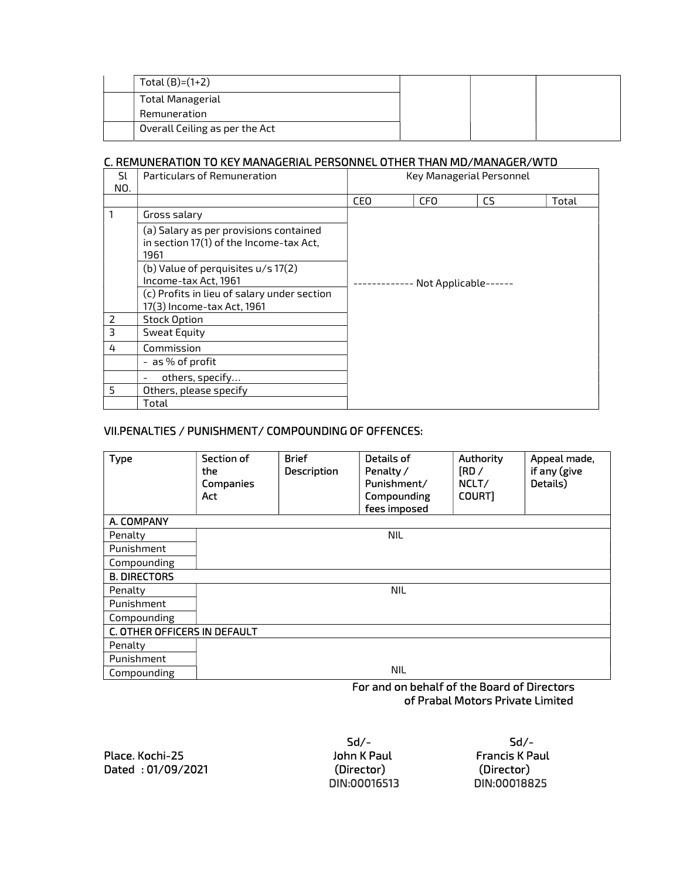| | | | | |
|---|---|---|---|---|
| | Total (B)=(1+2) | | | |
| | Total Managerial Remuneration | | | |
| | Overall Ceiling as per the Act | | | |

## C. REMUNERATION TO KEY MANAGERIAL PERSONNEL OTHER THAN MD/MANAGER/WTD

| Sl NO. | Particulars of Remuneration | Key Managerial Personnel | | | |
|---|---|---|---|---|---|
| | | CEO | CFO | CS | Total |
| 1 | Gross salary | ------------- Not Applicable------ | | | |
| | (a) Salary as per provisions contained in section 17(1) of the Income-tax Act, 1961 | | | | |
| | (b) Value of perquisites u/s 17(2) Income-tax Act, 1961 | | | | |
| | (c) Profits in lieu of salary under section 17(3) Income-tax Act, 1961 | | | | |
| 2 | Stock Option | | | | |
| 3 | Sweat Equity | | | | |
| 4 | Commission | | | | |
| | - as % of profit | | | | |
| | - others, specify... | | | | |
| 5 | Others, please specify | | | | |
| | Total | | | | |

## VII.PENALTIES / PUNISHMENT/ COMPOUNDING OF OFFENCES:

| Type | Section of the Companies Act | Brief Description | Details of Penalty / Punishment/ Compounding fees imposed | Authority [RD / NCLT/ COURT] | Appeal made, if any (give Details) |
|---|---|---|---|---|---|
| **A. COMPANY** | | | | | |
| Penalty | NIL | | | | |
| Punishment | | | | | |
| Compounding | | | | | |
| **B. DIRECTORS** | | | | | |
| Penalty | NIL | | | | |
| Punishment | | | | | |
| Compounding | | | | | |
| **C. OTHER OFFICERS IN DEFAULT** | | | | | |
| Penalty | NIL | | | | |
| Punishment | | | | | |
| Compounding | | | | | |

**For and on behalf of the Board of Directors of Prabal Motors Private Limited**

Place. Kochi-25

Dated : 01/09/2021

Sd/-
John K Paul
(Director)
DIN:00016513

Sd/-
Francis K Paul
(Director)
DIN:00018825